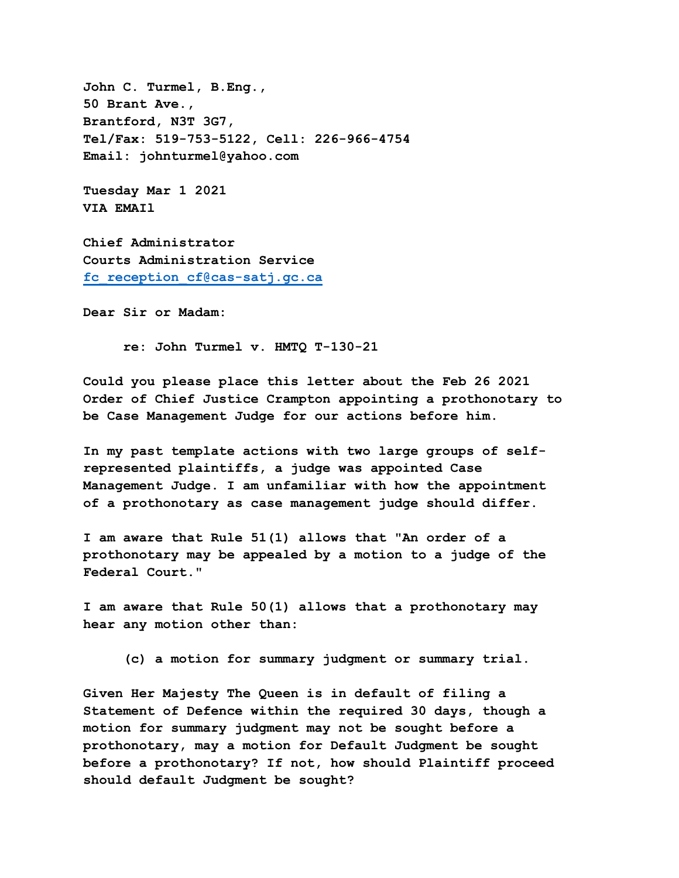**John C. Turmel, B.Eng.,**
**50 Brant Ave.,**
**Brantford, N3T 3G7,**
**Tel/Fax: 519-753-5122, Cell: 226-966-4754**
**Email: johnturmel@yahoo.com**

**Tuesday Mar 1 2021**
**VIA EMAIl**

**Chief Administrator**
**Courts Administration Service**
**fc_reception_cf@cas-satj.gc.ca**

**Dear Sir or Madam:**

> **re: John Turmel v. HMTQ T-130-21**

**Could you please place this letter about the Feb 26 2021 Order of Chief Justice Crampton appointing a prothonotary to be Case Management Judge for our actions before him.**

**In my past template actions with two large groups of self-represented plaintiffs, a judge was appointed Case Management Judge. I am unfamiliar with how the appointment of a prothonotary as case management judge should differ.**

**I am aware that Rule 51(1) allows that "An order of a prothonotary may be appealed by a motion to a judge of the Federal Court."**

**I am aware that Rule 50(1) allows that a prothonotary may hear any motion other than:**

> **(c) a motion for summary judgment or summary trial.**

**Given Her Majesty The Queen is in default of filing a Statement of Defence within the required 30 days, though a motion for summary judgment may not be sought before a prothonotary, may a motion for Default Judgment be sought before a prothonotary? If not, how should Plaintiff proceed should default Judgment be sought?**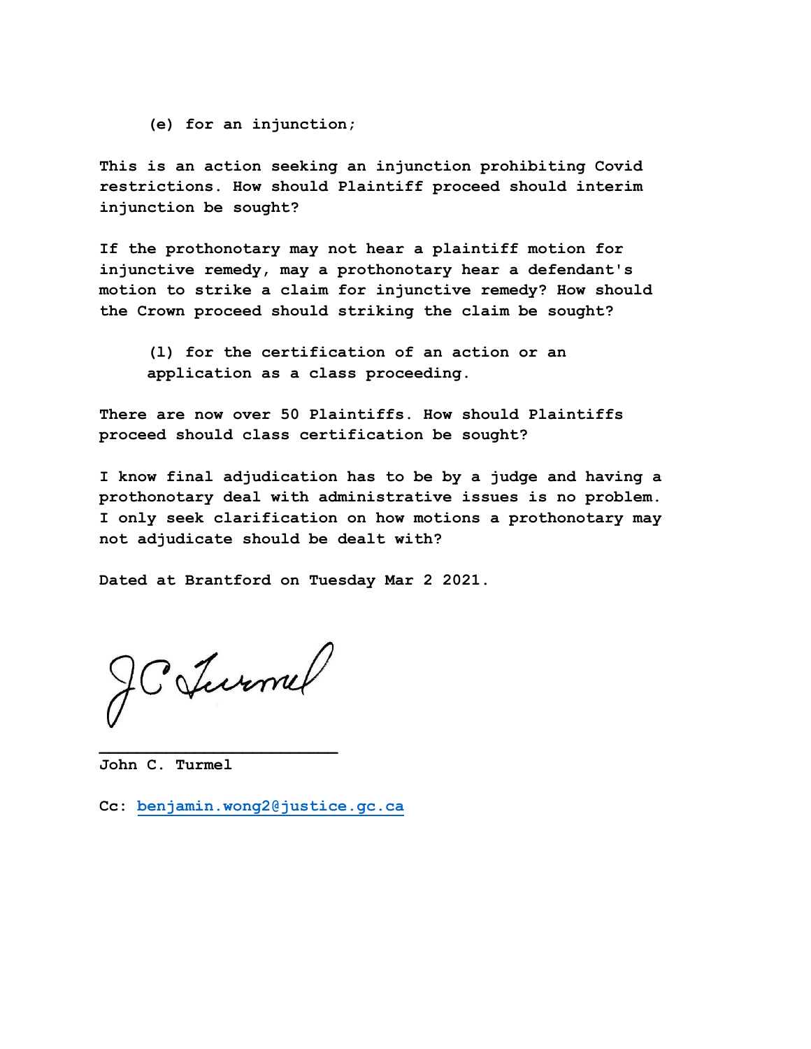(e) for an injunction;

This is an action seeking an injunction prohibiting Covid restrictions. How should Plaintiff proceed should interim injunction be sought?

If the prothonotary may not hear a plaintiff motion for injunctive remedy, may a prothonotary hear a defendant's motion to strike a claim for injunctive remedy? How should the Crown proceed should striking the claim be sought?

(l) for the certification of an action or an application as a class proceeding.

There are now over 50 Plaintiffs. How should Plaintiffs proceed should class certification be sought?

I know final adjudication has to be by a judge and having a prothonotary deal with administrative issues is no problem. I only seek clarification on how motions a prothonotary may not adjudicate should be dealt with?

Dated at Brantford on Tuesday Mar 2 2021.

\_\_\_\_\_\_\_\_\_\_\_\_\_\_\_\_\_\_\_\_\_\_\_\_

John C. Turmel

Cc: benjamin.wong2@justice.gc.ca